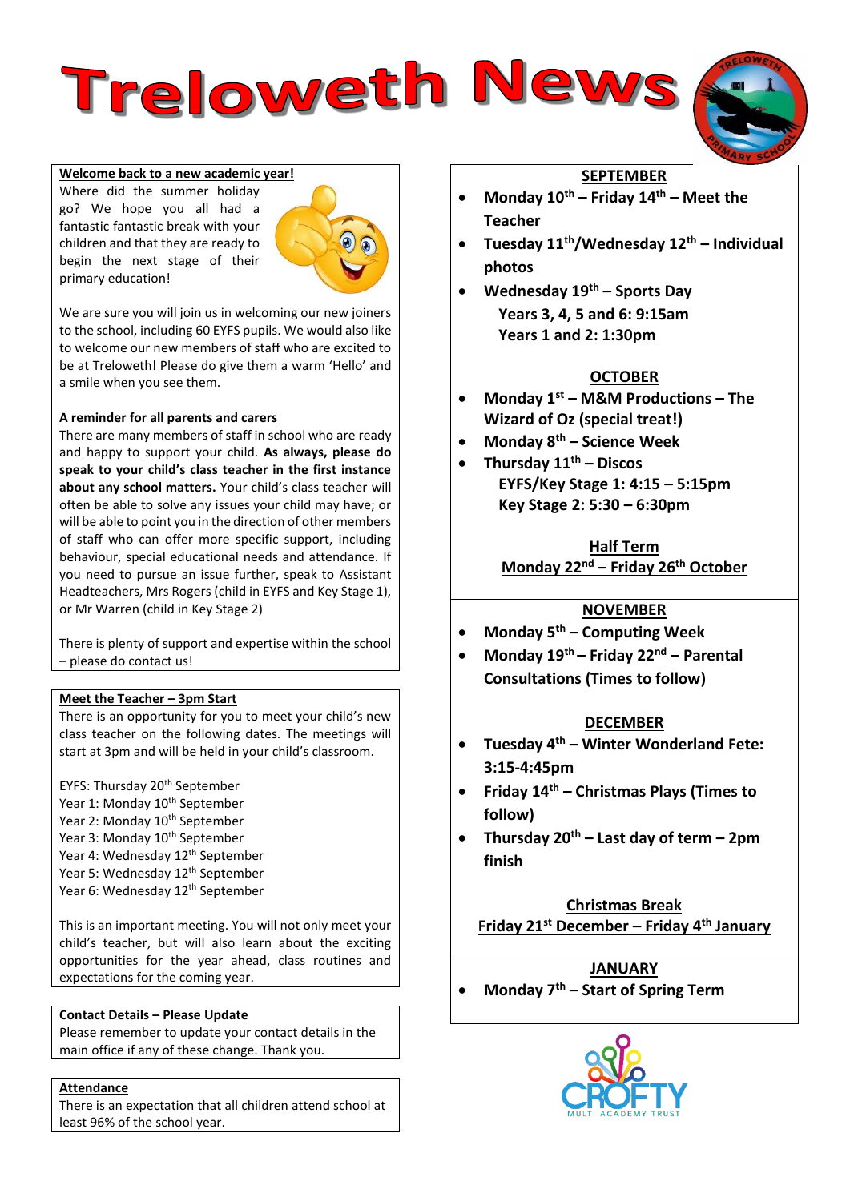# Treloweth News

**Welcome back to a new academic year!**

Where did the summer holiday go? We hope you all had a fantastic fantastic break with your children and that they are ready to begin the next stage of their primary education!

We are sure you will join us in welcoming our new joiners to the school, including 60 EYFS pupils. We would also like to welcome our new members of staff who are excited to be at Treloweth! Please do give them a warm 'Hello' and a smile when you see them.

**A reminder for all parents and carers**

There are many members of staff in school who are ready and happy to support your child. **As always, please do speak to your child's class teacher in the first instance about any school matters.** Your child's class teacher will often be able to solve any issues your child may have; or will be able to point you in the direction of other members of staff who can offer more specific support, including behaviour, special educational needs and attendance. If you need to pursue an issue further, speak to Assistant Headteachers, Mrs Rogers (child in EYFS and Key Stage 1), or Mr Warren (child in Key Stage 2)

There is plenty of support and expertise within the school – please do contact us!

**Meet the Teacher – 3pm Start**

There is an opportunity for you to meet your child's new class teacher on the following dates. The meetings will start at 3pm and will be held in your child's classroom.

EYFS: Thursday 20th September
Year 1: Monday 10th September
Year 2: Monday 10th September
Year 3: Monday 10th September
Year 4: Wednesday 12th September
Year 5: Wednesday 12th September
Year 6: Wednesday 12th September

This is an important meeting. You will not only meet your child's teacher, but will also learn about the exciting opportunities for the year ahead, class routines and expectations for the coming year.

**Contact Details – Please Update**

Please remember to update your contact details in the main office if any of these change. Thank you.

**Attendance**

There is an expectation that all children attend school at least 96% of the school year.

**SEPTEMBER**

- **Monday 10th – Friday 14th – Meet the Teacher**
- **Tuesday 11th/Wednesday 12th – Individual photos**
- **Wednesday 19th – Sports Day**
  **Years 3, 4, 5 and 6: 9:15am**
  **Years 1 and 2: 1:30pm**

**OCTOBER**

- **Monday 1st – M&M Productions – The Wizard of Oz (special treat!)**
- **Monday 8th – Science Week**
- **Thursday 11th – Discos**
  **EYFS/Key Stage 1: 4:15 – 5:15pm**
  **Key Stage 2: 5:30 – 6:30pm**

**Half Term**
**Monday 22nd – Friday 26th October**

**NOVEMBER**

- **Monday 5th – Computing Week**
- **Monday 19th – Friday 22nd – Parental Consultations (Times to follow)**

**DECEMBER**

- **Tuesday 4th – Winter Wonderland Fete: 3:15-4:45pm**
- **Friday 14th – Christmas Plays (Times to follow)**
- **Thursday 20th – Last day of term – 2pm finish**

**Christmas Break**
**Friday 21st December – Friday 4th January**

**JANUARY**

- **Monday 7th – Start of Spring Term**

CROFTY MULTI ACADEMY TRUST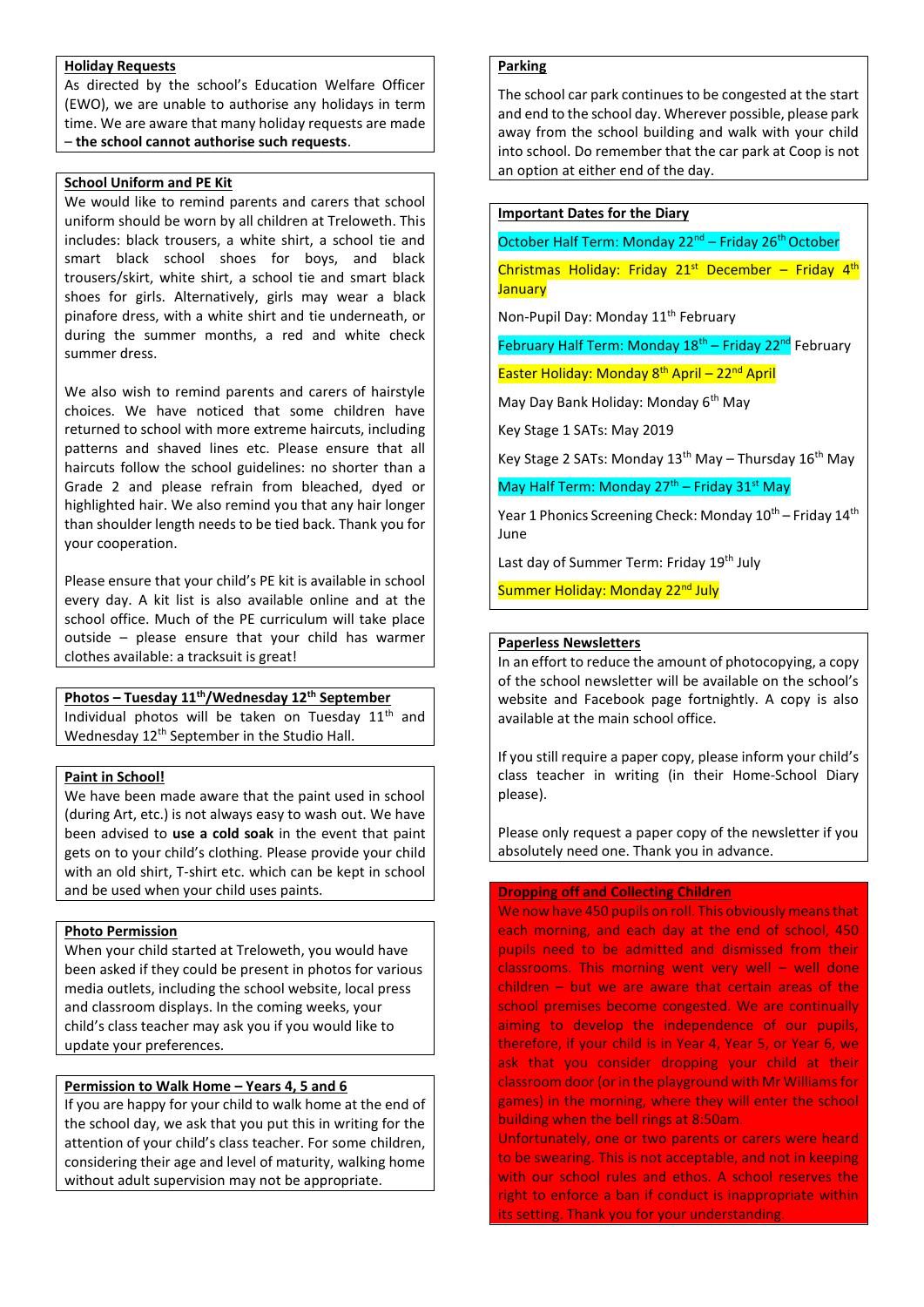**Holiday Requests**

As directed by the school's Education Welfare Officer (EWO), we are unable to authorise any holidays in term time. We are aware that many holiday requests are made – **the school cannot authorise such requests**.

**School Uniform and PE Kit**

We would like to remind parents and carers that school uniform should be worn by all children at Treloweth. This includes: black trousers, a white shirt, a school tie and smart black school shoes for boys, and black trousers/skirt, white shirt, a school tie and smart black shoes for girls. Alternatively, girls may wear a black pinafore dress, with a white shirt and tie underneath, or during the summer months, a red and white check summer dress.

We also wish to remind parents and carers of hairstyle choices. We have noticed that some children have returned to school with more extreme haircuts, including patterns and shaved lines etc. Please ensure that all haircuts follow the school guidelines: no shorter than a Grade 2 and please refrain from bleached, dyed or highlighted hair. We also remind you that any hair longer than shoulder length needs to be tied back. Thank you for your cooperation.

Please ensure that your child's PE kit is available in school every day. A kit list is also available online and at the school office. Much of the PE curriculum will take place outside – please ensure that your child has warmer clothes available: a tracksuit is great!

**Photos – Tuesday 11th/Wednesday 12th September**

Individual photos will be taken on Tuesday 11th and Wednesday 12th September in the Studio Hall.

**Paint in School!**

We have been made aware that the paint used in school (during Art, etc.) is not always easy to wash out. We have been advised to **use a cold soak** in the event that paint gets on to your child's clothing. Please provide your child with an old shirt, T-shirt etc. which can be kept in school and be used when your child uses paints.

**Photo Permission**

When your child started at Treloweth, you would have been asked if they could be present in photos for various media outlets, including the school website, local press and classroom displays. In the coming weeks, your child's class teacher may ask you if you would like to update your preferences.

**Permission to Walk Home – Years 4, 5 and 6**

If you are happy for your child to walk home at the end of the school day, we ask that you put this in writing for the attention of your child's class teacher. For some children, considering their age and level of maturity, walking home without adult supervision may not be appropriate.

**Parking**

The school car park continues to be congested at the start and end to the school day. Wherever possible, please park away from the school building and walk with your child into school. Do remember that the car park at Coop is not an option at either end of the day.

**Important Dates for the Diary**

October Half Term: Monday 22nd – Friday 26th October

Christmas Holiday: Friday 21st December – Friday 4th January

Non-Pupil Day: Monday 11th February

February Half Term: Monday 18th – Friday 22nd February

Easter Holiday: Monday 8th April – 22nd April

May Day Bank Holiday: Monday 6th May

Key Stage 1 SATs: May 2019

Key Stage 2 SATs: Monday 13th May – Thursday 16th May

May Half Term: Monday 27th – Friday 31st May

Year 1 Phonics Screening Check: Monday 10th – Friday 14th June

Last day of Summer Term: Friday 19th July

Summer Holiday: Monday 22nd July

**Paperless Newsletters**

In an effort to reduce the amount of photocopying, a copy of the school newsletter will be available on the school's website and Facebook page fortnightly. A copy is also available at the main school office.

If you still require a paper copy, please inform your child's class teacher in writing (in their Home-School Diary please).

Please only request a paper copy of the newsletter if you absolutely need one. Thank you in advance.

**Dropping off and Collecting Children**

We now have 450 pupils on roll. This obviously means that each morning, and each day at the end of school, 450 pupils need to be admitted and dismissed from their classrooms. This morning went very well – well done children – but we are aware that certain areas of the school premises become congested. We are continually aiming to develop the independence of our pupils, therefore, if your child is in Year 4, Year 5, or Year 6, we ask that you consider dropping your child at their classroom door (or in the playground with Mr Williams for games) in the morning, where they will enter the school building when the bell rings at 8:50am.

Unfortunately, one or two parents or carers were heard to be swearing. This is not acceptable, and not in keeping with our school rules and ethos. A school reserves the right to enforce a ban if conduct is inappropriate within its setting. Thank you for your understanding.